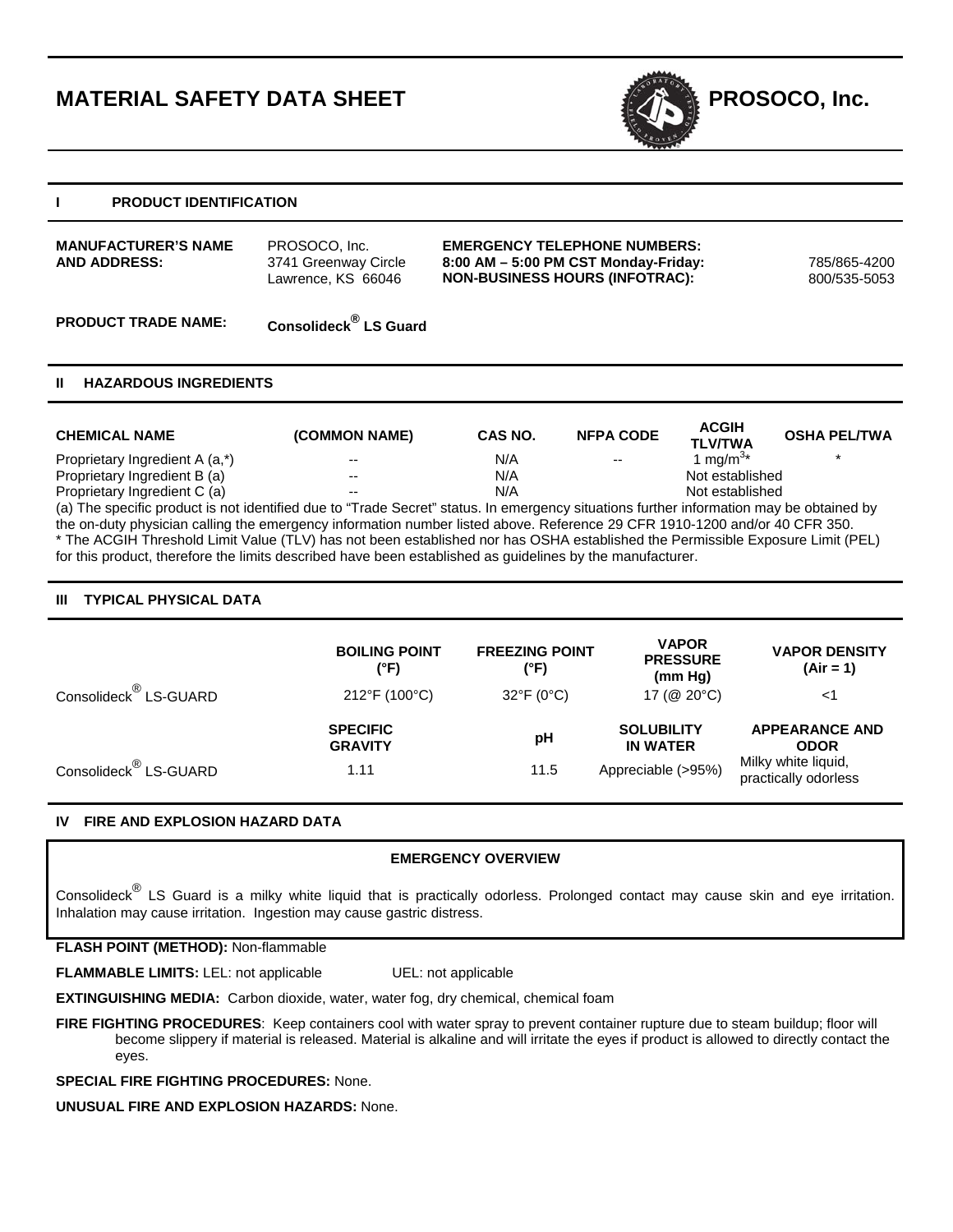# MATERIAL SAFETY DATA SHEET

**PROSOCO, Inc.**

## I PRODUCT IDENTIFICATION

**MANUFACTURER'S NAME AND ADDRESS:** PROSOCO, Inc. 3741 Greenway Circle Lawrence, KS 66046

**EMERGENCY TELEPHONE NUMBERS:**
**8:00 AM – 5:00 PM CST Monday-Friday:** 785/865-4200
**NON-BUSINESS HOURS (INFOTRAC):** 800/535-5053

**PRODUCT TRADE NAME:** **Consolideck® LS Guard**

## II HAZARDOUS INGREDIENTS

| CHEMICAL NAME | (COMMON NAME) | CAS NO. | NFPA CODE | ACGIH TLV/TWA | OSHA PEL/TWA |
|---|---|---|---|---|---|
| Proprietary Ingredient A (a,*) | -- | N/A | -- | 1 mg/m³* | * |
| Proprietary Ingredient B (a) | -- | N/A | | Not established | |
| Proprietary Ingredient C (a) | -- | N/A | | Not established | |

(a) The specific product is not identified due to "Trade Secret" status. In emergency situations further information may be obtained by the on-duty physician calling the emergency information number listed above. Reference 29 CFR 1910-1200 and/or 40 CFR 350.
* The ACGIH Threshold Limit Value (TLV) has not been established nor has OSHA established the Permissible Exposure Limit (PEL) for this product, therefore the limits described have been established as guidelines by the manufacturer.

## III TYPICAL PHYSICAL DATA

| | BOILING POINT (°F) | FREEZING POINT (°F) | VAPOR PRESSURE (mm Hg) | VAPOR DENSITY (Air = 1) |
|---|---|---|---|---|
| Consolideck® LS-GUARD | 212°F (100°C) | 32°F (0°C) | 17 (@ 20°C) | <1 |

| | SPECIFIC GRAVITY | pH | SOLUBILITY IN WATER | APPEARANCE AND ODOR |
|---|---|---|---|---|
| Consolideck® LS-GUARD | 1.11 | 11.5 | Appreciable (>95%) | Milky white liquid, practically odorless |

## IV FIRE AND EXPLOSION HAZARD DATA

**EMERGENCY OVERVIEW**

Consolideck® LS Guard is a milky white liquid that is practically odorless. Prolonged contact may cause skin and eye irritation. Inhalation may cause irritation. Ingestion may cause gastric distress.

**FLASH POINT (METHOD):** Non-flammable

**FLAMMABLE LIMITS:** LEL: not applicable UEL: not applicable

**EXTINGUISHING MEDIA:** Carbon dioxide, water, water fog, dry chemical, chemical foam

**FIRE FIGHTING PROCEDURES**: Keep containers cool with water spray to prevent container rupture due to steam buildup; floor will become slippery if material is released. Material is alkaline and will irritate the eyes if product is allowed to directly contact the eyes.

**SPECIAL FIRE FIGHTING PROCEDURES:** None.

**UNUSUAL FIRE AND EXPLOSION HAZARDS:** None.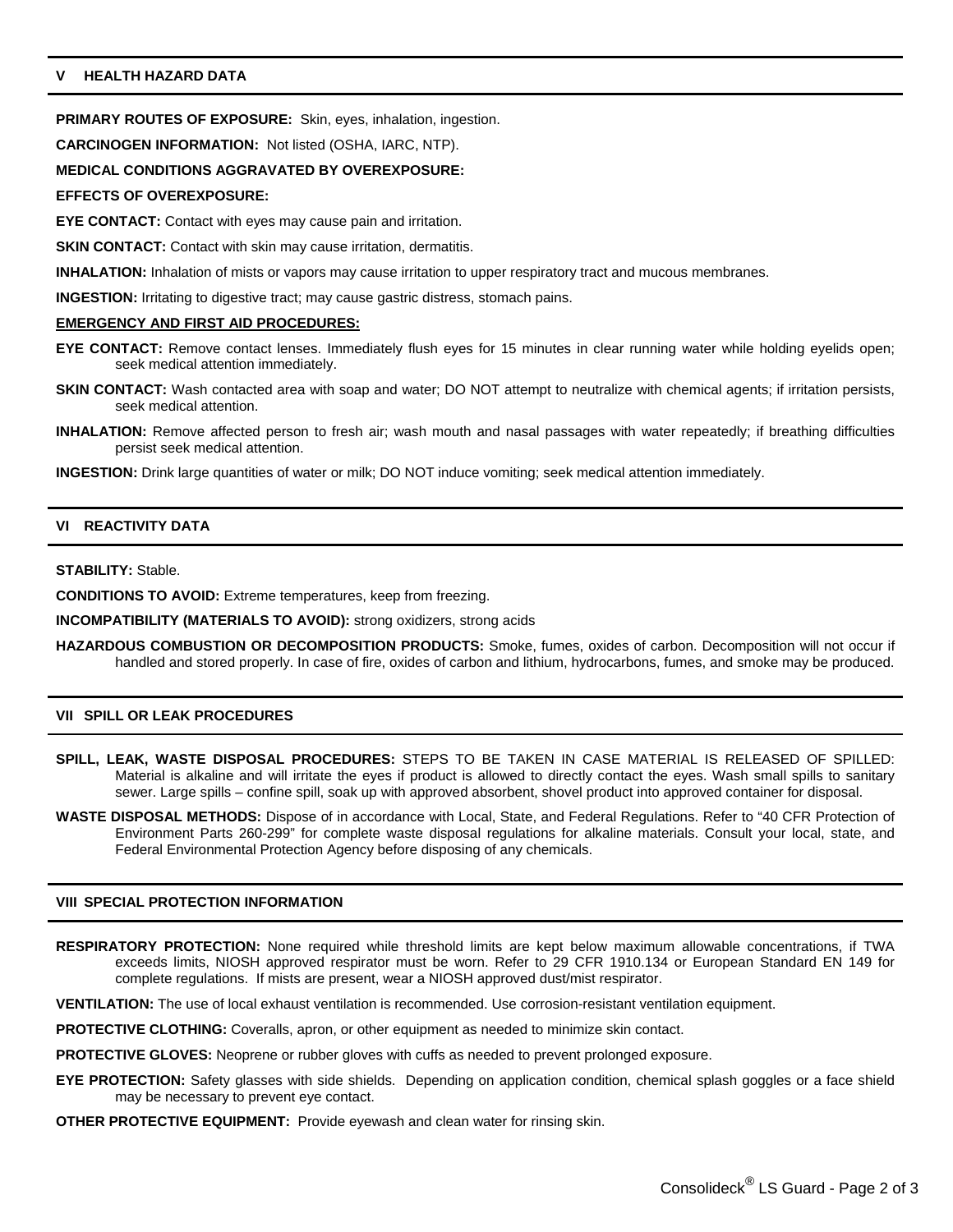## V HEALTH HAZARD DATA

**PRIMARY ROUTES OF EXPOSURE:** Skin, eyes, inhalation, ingestion.

**CARCINOGEN INFORMATION:** Not listed (OSHA, IARC, NTP).

**MEDICAL CONDITIONS AGGRAVATED BY OVEREXPOSURE:**

**EFFECTS OF OVEREXPOSURE:**

**EYE CONTACT:** Contact with eyes may cause pain and irritation.

**SKIN CONTACT:** Contact with skin may cause irritation, dermatitis.

**INHALATION:** Inhalation of mists or vapors may cause irritation to upper respiratory tract and mucous membranes.

**INGESTION:** Irritating to digestive tract; may cause gastric distress, stomach pains.

**EMERGENCY AND FIRST AID PROCEDURES:**

**EYE CONTACT:** Remove contact lenses. Immediately flush eyes for 15 minutes in clear running water while holding eyelids open; seek medical attention immediately.

**SKIN CONTACT:** Wash contacted area with soap and water; DO NOT attempt to neutralize with chemical agents; if irritation persists, seek medical attention.

**INHALATION:** Remove affected person to fresh air; wash mouth and nasal passages with water repeatedly; if breathing difficulties persist seek medical attention.

**INGESTION:** Drink large quantities of water or milk; DO NOT induce vomiting; seek medical attention immediately.

## VI REACTIVITY DATA

**STABILITY:** Stable.

**CONDITIONS TO AVOID:** Extreme temperatures, keep from freezing.

**INCOMPATIBILITY (MATERIALS TO AVOID):** strong oxidizers, strong acids

**HAZARDOUS COMBUSTION OR DECOMPOSITION PRODUCTS:** Smoke, fumes, oxides of carbon. Decomposition will not occur if handled and stored properly. In case of fire, oxides of carbon and lithium, hydrocarbons, fumes, and smoke may be produced.

## VII SPILL OR LEAK PROCEDURES

**SPILL, LEAK, WASTE DISPOSAL PROCEDURES:** STEPS TO BE TAKEN IN CASE MATERIAL IS RELEASED OF SPILLED: Material is alkaline and will irritate the eyes if product is allowed to directly contact the eyes. Wash small spills to sanitary sewer. Large spills – confine spill, soak up with approved absorbent, shovel product into approved container for disposal.

**WASTE DISPOSAL METHODS:** Dispose of in accordance with Local, State, and Federal Regulations. Refer to "40 CFR Protection of Environment Parts 260-299" for complete waste disposal regulations for alkaline materials. Consult your local, state, and Federal Environmental Protection Agency before disposing of any chemicals.

## VIII SPECIAL PROTECTION INFORMATION

**RESPIRATORY PROTECTION:** None required while threshold limits are kept below maximum allowable concentrations, if TWA exceeds limits, NIOSH approved respirator must be worn. Refer to 29 CFR 1910.134 or European Standard EN 149 for complete regulations. If mists are present, wear a NIOSH approved dust/mist respirator.

**VENTILATION:** The use of local exhaust ventilation is recommended. Use corrosion-resistant ventilation equipment.

**PROTECTIVE CLOTHING:** Coveralls, apron, or other equipment as needed to minimize skin contact.

**PROTECTIVE GLOVES:** Neoprene or rubber gloves with cuffs as needed to prevent prolonged exposure.

**EYE PROTECTION:** Safety glasses with side shields. Depending on application condition, chemical splash goggles or a face shield may be necessary to prevent eye contact.

**OTHER PROTECTIVE EQUIPMENT:** Provide eyewash and clean water for rinsing skin.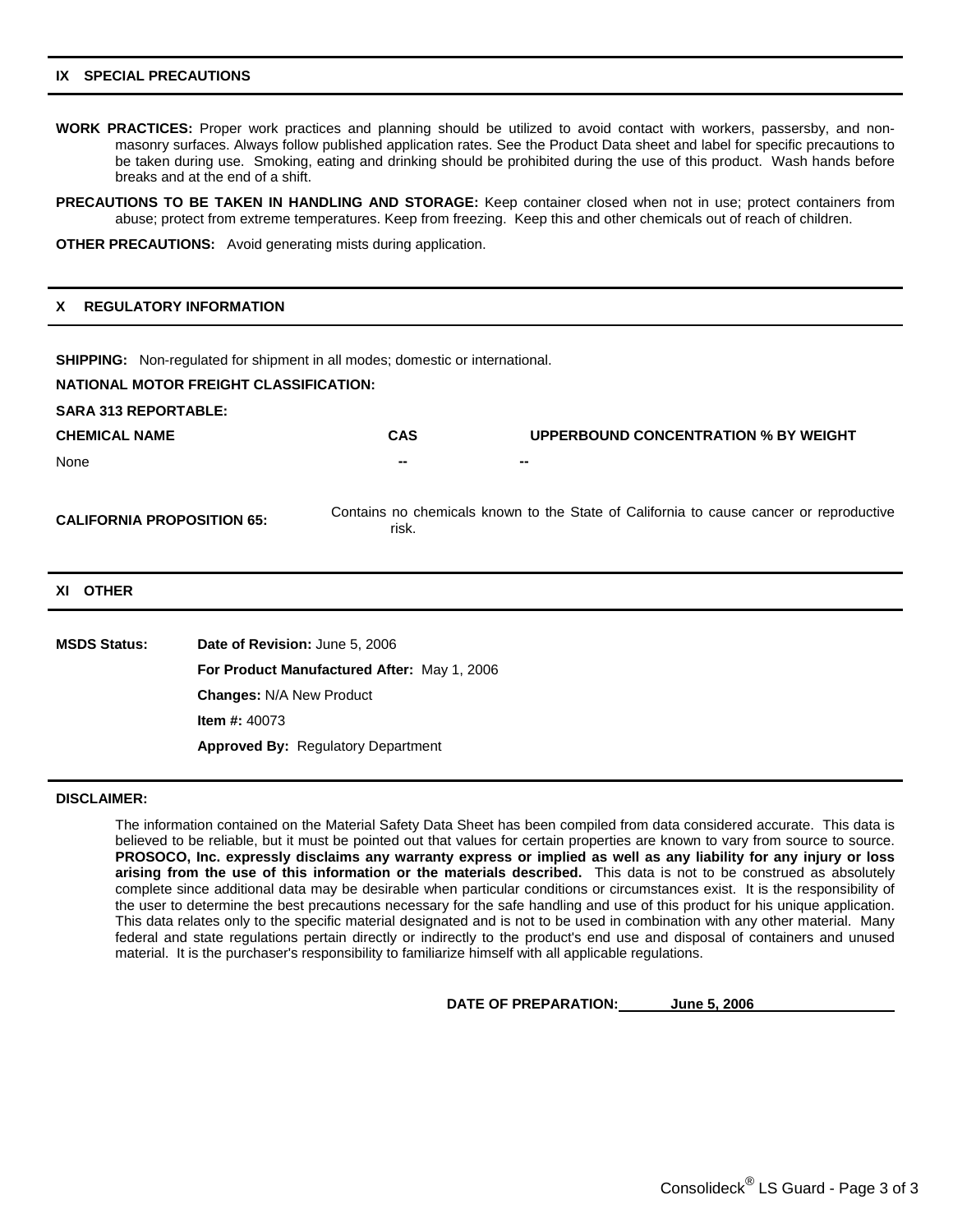## IX SPECIAL PRECAUTIONS

**WORK PRACTICES:** Proper work practices and planning should be utilized to avoid contact with workers, passersby, and non-masonry surfaces. Always follow published application rates. See the Product Data sheet and label for specific precautions to be taken during use. Smoking, eating and drinking should be prohibited during the use of this product. Wash hands before breaks and at the end of a shift.

**PRECAUTIONS TO BE TAKEN IN HANDLING AND STORAGE:** Keep container closed when not in use; protect containers from abuse; protect from extreme temperatures. Keep from freezing. Keep this and other chemicals out of reach of children.

**OTHER PRECAUTIONS:** Avoid generating mists during application.

## X REGULATORY INFORMATION

**SHIPPING:** Non-regulated for shipment in all modes; domestic or international.

**NATIONAL MOTOR FREIGHT CLASSIFICATION:**

**SARA 313 REPORTABLE:**

| CHEMICAL NAME | CAS | UPPERBOUND CONCENTRATION % BY WEIGHT |
|---|---|---|
| None | -- | -- |

**CALIFORNIA PROPOSITION 65:** Contains no chemicals known to the State of California to cause cancer or reproductive risk.

## XI OTHER

**MSDS Status:**

**Date of Revision:** June 5, 2006

**For Product Manufactured After:** May 1, 2006

**Changes:** N/A New Product

**Item #:** 40073

**Approved By:** Regulatory Department

**DISCLAIMER:**

The information contained on the Material Safety Data Sheet has been compiled from data considered accurate. This data is believed to be reliable, but it must be pointed out that values for certain properties are known to vary from source to source. **PROSOCO, Inc. expressly disclaims any warranty express or implied as well as any liability for any injury or loss arising from the use of this information or the materials described.** This data is not to be construed as absolutely complete since additional data may be desirable when particular conditions or circumstances exist. It is the responsibility of the user to determine the best precautions necessary for the safe handling and use of this product for his unique application. This data relates only to the specific material designated and is not to be used in combination with any other material. Many federal and state regulations pertain directly or indirectly to the product's end use and disposal of containers and unused material. It is the purchaser's responsibility to familiarize himself with all applicable regulations.

**DATE OF PREPARATION: June 5, 2006**